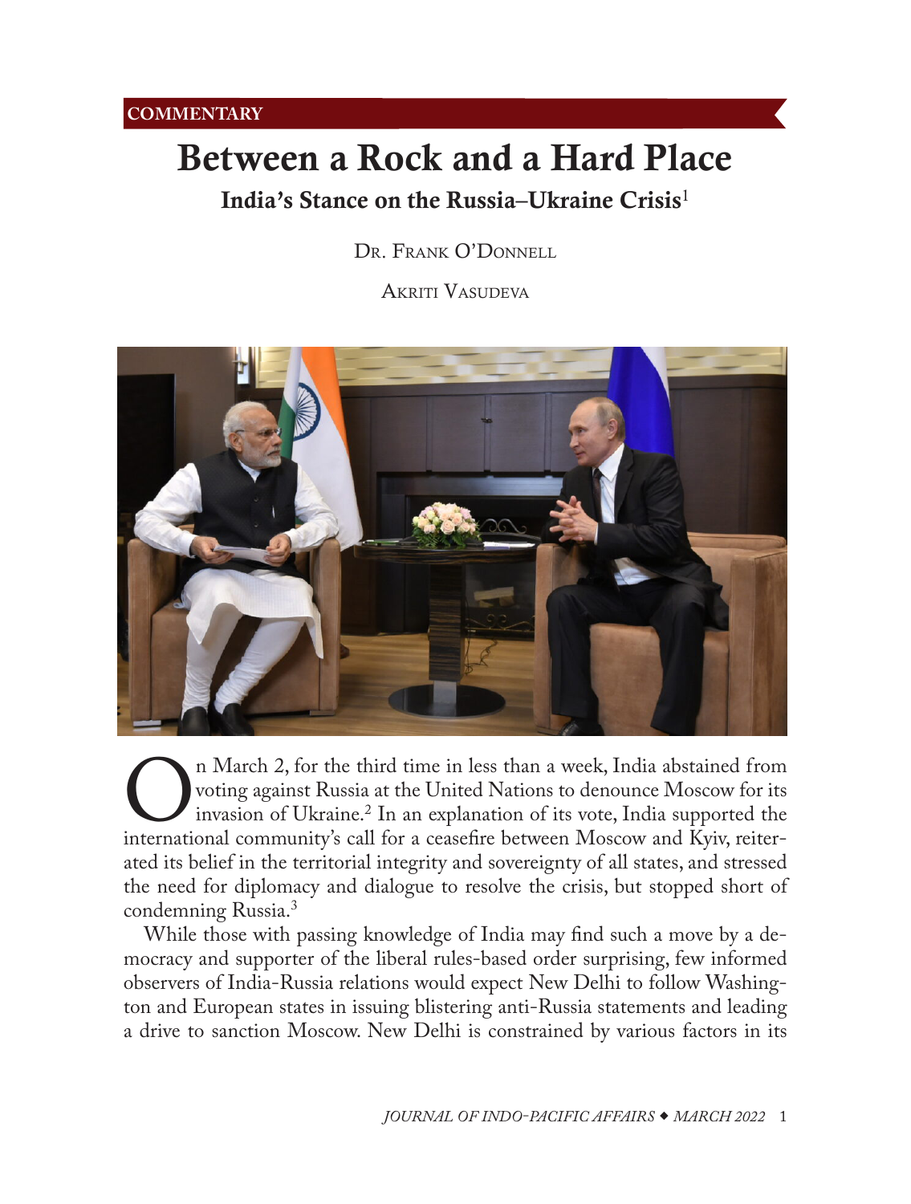COMMENTARY

# Between a Rock and a Hard Place

## India's Stance on the Russia–Ukraine Crisis[1]

Dr. Frank O'Donnell

Akriti Vasudeva

On March 2, for the third time in less than a week, India abstained from voting against Russia at the United Nations to denounce Moscow for its invasion of Ukraine.[2] In an explanation of its vote, India supported the international community's call for a ceasefire between Moscow and Kyiv, reiterated its belief in the territorial integrity and sovereignty of all states, and stressed the need for diplomacy and dialogue to resolve the crisis, but stopped short of condemning Russia.[3]

While those with passing knowledge of India may find such a move by a democracy and supporter of the liberal rules-based order surprising, few informed observers of India-Russia relations would expect New Delhi to follow Washington and European states in issuing blistering anti-Russia statements and leading a drive to sanction Moscow. New Delhi is constrained by various factors in its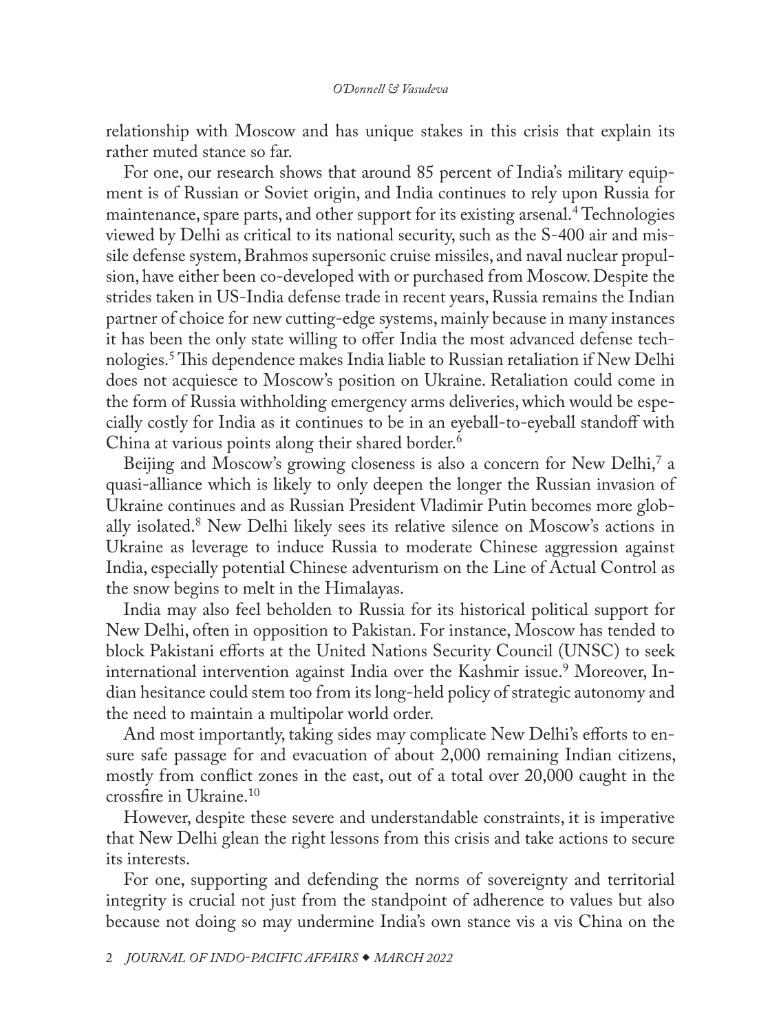relationship with Moscow and has unique stakes in this crisis that explain its rather muted stance so far.

For one, our research shows that around 85 percent of India's military equipment is of Russian or Soviet origin, and India continues to rely upon Russia for maintenance, spare parts, and other support for its existing arsenal.[4] Technologies viewed by Delhi as critical to its national security, such as the S-400 air and missile defense system, Brahmos supersonic cruise missiles, and naval nuclear propulsion, have either been co-developed with or purchased from Moscow. Despite the strides taken in US-India defense trade in recent years, Russia remains the Indian partner of choice for new cutting-edge systems, mainly because in many instances it has been the only state willing to offer India the most advanced defense technologies.[5] This dependence makes India liable to Russian retaliation if New Delhi does not acquiesce to Moscow's position on Ukraine. Retaliation could come in the form of Russia withholding emergency arms deliveries, which would be especially costly for India as it continues to be in an eyeball-to-eyeball standoff with China at various points along their shared border.[6]

Beijing and Moscow's growing closeness is also a concern for New Delhi,[7] a quasi-alliance which is likely to only deepen the longer the Russian invasion of Ukraine continues and as Russian President Vladimir Putin becomes more globally isolated.[8] New Delhi likely sees its relative silence on Moscow's actions in Ukraine as leverage to induce Russia to moderate Chinese aggression against India, especially potential Chinese adventurism on the Line of Actual Control as the snow begins to melt in the Himalayas.

India may also feel beholden to Russia for its historical political support for New Delhi, often in opposition to Pakistan. For instance, Moscow has tended to block Pakistani efforts at the United Nations Security Council (UNSC) to seek international intervention against India over the Kashmir issue.[9] Moreover, Indian hesitance could stem too from its long-held policy of strategic autonomy and the need to maintain a multipolar world order.

And most importantly, taking sides may complicate New Delhi's efforts to ensure safe passage for and evacuation of about 2,000 remaining Indian citizens, mostly from conflict zones in the east, out of a total over 20,000 caught in the crossfire in Ukraine.[10]

However, despite these severe and understandable constraints, it is imperative that New Delhi glean the right lessons from this crisis and take actions to secure its interests.

For one, supporting and defending the norms of sovereignty and territorial integrity is crucial not just from the standpoint of adherence to values but also because not doing so may undermine India's own stance vis a vis China on the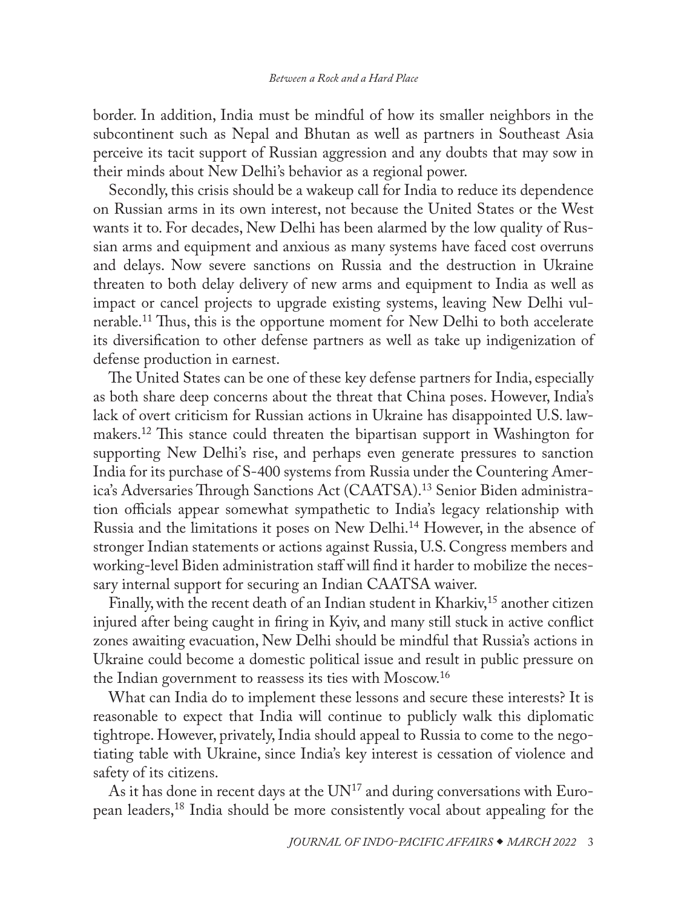border. In addition, India must be mindful of how its smaller neighbors in the subcontinent such as Nepal and Bhutan as well as partners in Southeast Asia perceive its tacit support of Russian aggression and any doubts that may sow in their minds about New Delhi's behavior as a regional power.

Secondly, this crisis should be a wakeup call for India to reduce its dependence on Russian arms in its own interest, not because the United States or the West wants it to. For decades, New Delhi has been alarmed by the low quality of Russian arms and equipment and anxious as many systems have faced cost overruns and delays. Now severe sanctions on Russia and the destruction in Ukraine threaten to both delay delivery of new arms and equipment to India as well as impact or cancel projects to upgrade existing systems, leaving New Delhi vulnerable.[11] Thus, this is the opportune moment for New Delhi to both accelerate its diversification to other defense partners as well as take up indigenization of defense production in earnest.

The United States can be one of these key defense partners for India, especially as both share deep concerns about the threat that China poses. However, India's lack of overt criticism for Russian actions in Ukraine has disappointed U.S. lawmakers.[12] This stance could threaten the bipartisan support in Washington for supporting New Delhi's rise, and perhaps even generate pressures to sanction India for its purchase of S-400 systems from Russia under the Countering America's Adversaries Through Sanctions Act (CAATSA).[13] Senior Biden administration officials appear somewhat sympathetic to India's legacy relationship with Russia and the limitations it poses on New Delhi.[14] However, in the absence of stronger Indian statements or actions against Russia, U.S. Congress members and working-level Biden administration staff will find it harder to mobilize the necessary internal support for securing an Indian CAATSA waiver.

Finally, with the recent death of an Indian student in Kharkiv,[15] another citizen injured after being caught in firing in Kyiv, and many still stuck in active conflict zones awaiting evacuation, New Delhi should be mindful that Russia's actions in Ukraine could become a domestic political issue and result in public pressure on the Indian government to reassess its ties with Moscow.[16]

What can India do to implement these lessons and secure these interests? It is reasonable to expect that India will continue to publicly walk this diplomatic tightrope. However, privately, India should appeal to Russia to come to the negotiating table with Ukraine, since India's key interest is cessation of violence and safety of its citizens.

As it has done in recent days at the UN[17] and during conversations with European leaders,[18] India should be more consistently vocal about appealing for the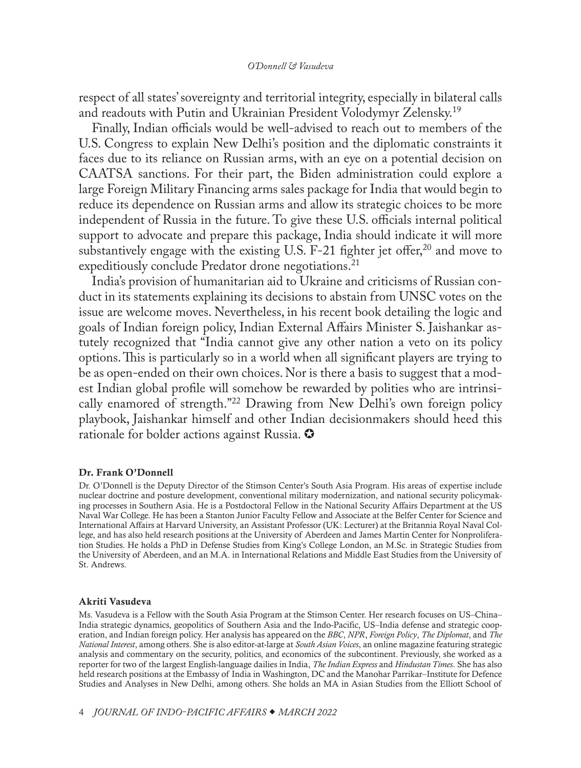respect of all states' sovereignty and territorial integrity, especially in bilateral calls and readouts with Putin and Ukrainian President Volodymyr Zelensky.[19]

Finally, Indian officials would be well-advised to reach out to members of the U.S. Congress to explain New Delhi's position and the diplomatic constraints it faces due to its reliance on Russian arms, with an eye on a potential decision on CAATSA sanctions. For their part, the Biden administration could explore a large Foreign Military Financing arms sales package for India that would begin to reduce its dependence on Russian arms and allow its strategic choices to be more independent of Russia in the future. To give these U.S. officials internal political support to advocate and prepare this package, India should indicate it will more substantively engage with the existing U.S. F-21 fighter jet offer,[20] and move to expeditiously conclude Predator drone negotiations.[21]

India's provision of humanitarian aid to Ukraine and criticisms of Russian conduct in its statements explaining its decisions to abstain from UNSC votes on the issue are welcome moves. Nevertheless, in his recent book detailing the logic and goals of Indian foreign policy, Indian External Affairs Minister S. Jaishankar astutely recognized that "India cannot give any other nation a veto on its policy options. This is particularly so in a world when all significant players are trying to be as open-ended on their own choices. Nor is there a basis to suggest that a modest Indian global profile will somehow be rewarded by polities who are intrinsically enamored of strength."[22] Drawing from New Delhi's own foreign policy playbook, Jaishankar himself and other Indian decisionmakers should heed this rationale for bolder actions against Russia. ✪

**Dr. Frank O'Donnell**

Dr. O'Donnell is the Deputy Director of the Stimson Center's South Asia Program. His areas of expertise include nuclear doctrine and posture development, conventional military modernization, and national security policymaking processes in Southern Asia. He is a Postdoctoral Fellow in the National Security Affairs Department at the US Naval War College. He has been a Stanton Junior Faculty Fellow and Associate at the Belfer Center for Science and International Affairs at Harvard University, an Assistant Professor (UK: Lecturer) at the Britannia Royal Naval College, and has also held research positions at the University of Aberdeen and James Martin Center for Nonproliferation Studies. He holds a PhD in Defense Studies from King's College London, an M.Sc. in Strategic Studies from the University of Aberdeen, and an M.A. in International Relations and Middle East Studies from the University of St. Andrews.

**Akriti Vasudeva**

Ms. Vasudeva is a Fellow with the South Asia Program at the Stimson Center. Her research focuses on US–China–India strategic dynamics, geopolitics of Southern Asia and the Indo-Pacific, US–India defense and strategic cooperation, and Indian foreign policy. Her analysis has appeared on the *BBC*, *NPR*, *Foreign Policy*, *The Diplomat*, and *The National Interest*, among others. She is also editor-at-large at *South Asian Voices*, an online magazine featuring strategic analysis and commentary on the security, politics, and economics of the subcontinent. Previously, she worked as a reporter for two of the largest English-language dailies in India, *The Indian Express* and *Hindustan Times*. She has also held research positions at the Embassy of India in Washington, DC and the Manohar Parrikar–Institute for Defence Studies and Analyses in New Delhi, among others. She holds an MA in Asian Studies from the Elliott School of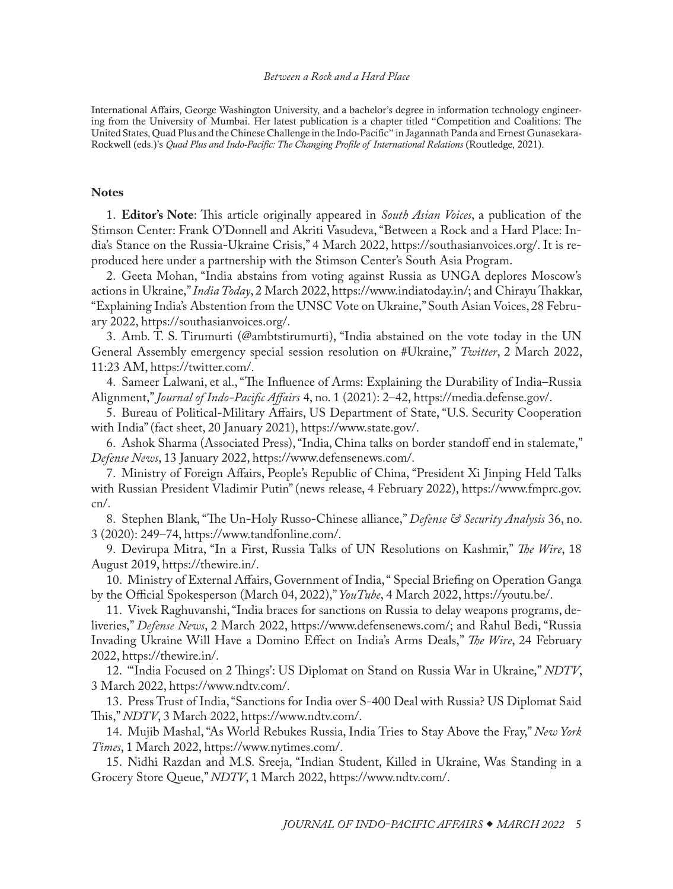International Affairs, George Washington University, and a bachelor's degree in information technology engineering from the University of Mumbai. Her latest publication is a chapter titled "Competition and Coalitions: The United States, Quad Plus and the Chinese Challenge in the Indo-Pacific" in Jagannath Panda and Ernest Gunasekara-Rockwell (eds.)'s *Quad Plus and Indo-Pacific: The Changing Profile of International Relations* (Routledge, 2021).

**Notes**

1. **Editor's Note**: This article originally appeared in *South Asian Voices*, a publication of the Stimson Center: Frank O'Donnell and Akriti Vasudeva, "Between a Rock and a Hard Place: India's Stance on the Russia-Ukraine Crisis," 4 March 2022, https://southasianvoices.org/. It is reproduced here under a partnership with the Stimson Center's South Asia Program.

2. Geeta Mohan, "India abstains from voting against Russia as UNGA deplores Moscow's actions in Ukraine," *India Today*, 2 March 2022, https://www.indiatoday.in/; and Chirayu Thakkar, "Explaining India's Abstention from the UNSC Vote on Ukraine," South Asian Voices, 28 February 2022, https://southasianvoices.org/.

3. Amb. T. S. Tirumurti (@ambtstirumurti), "India abstained on the vote today in the UN General Assembly emergency special session resolution on #Ukraine," *Twitter*, 2 March 2022, 11:23 AM, https://twitter.com/.

4. Sameer Lalwani, et al., "The Influence of Arms: Explaining the Durability of India–Russia Alignment," *Journal of Indo-Pacific Affairs* 4, no. 1 (2021): 2–42, https://media.defense.gov/.

5. Bureau of Political-Military Affairs, US Department of State, "U.S. Security Cooperation with India" (fact sheet, 20 January 2021), https://www.state.gov/.

6. Ashok Sharma (Associated Press), "India, China talks on border standoff end in stalemate," *Defense News*, 13 January 2022, https://www.defensenews.com/.

7. Ministry of Foreign Affairs, People's Republic of China, "President Xi Jinping Held Talks with Russian President Vladimir Putin" (news release, 4 February 2022), https://www.fmprc.gov.cn/.

8. Stephen Blank, "The Un-Holy Russo-Chinese alliance," *Defense & Security Analysis* 36, no. 3 (2020): 249–74, https://www.tandfonline.com/.

9. Devirupa Mitra, "In a First, Russia Talks of UN Resolutions on Kashmir," *The Wire*, 18 August 2019, https://thewire.in/.

10. Ministry of External Affairs, Government of India, " Special Briefing on Operation Ganga by the Official Spokesperson (March 04, 2022)," *YouTube*, 4 March 2022, https://youtu.be/.

11. Vivek Raghuvanshi, "India braces for sanctions on Russia to delay weapons programs, deliveries," *Defense News*, 2 March 2022, https://www.defensenews.com/; and Rahul Bedi, "Russia Invading Ukraine Will Have a Domino Effect on India's Arms Deals," *The Wire*, 24 February 2022, https://thewire.in/.

12. "'India Focused on 2 Things': US Diplomat on Stand on Russia War in Ukraine," *NDTV*, 3 March 2022, https://www.ndtv.com/.

13. Press Trust of India, "Sanctions for India over S-400 Deal with Russia? US Diplomat Said This," *NDTV*, 3 March 2022, https://www.ndtv.com/.

14. Mujib Mashal, "As World Rebukes Russia, India Tries to Stay Above the Fray," *New York Times*, 1 March 2022, https://www.nytimes.com/.

15. Nidhi Razdan and M.S. Sreeja, "Indian Student, Killed in Ukraine, Was Standing in a Grocery Store Queue," *NDTV*, 1 March 2022, https://www.ndtv.com/.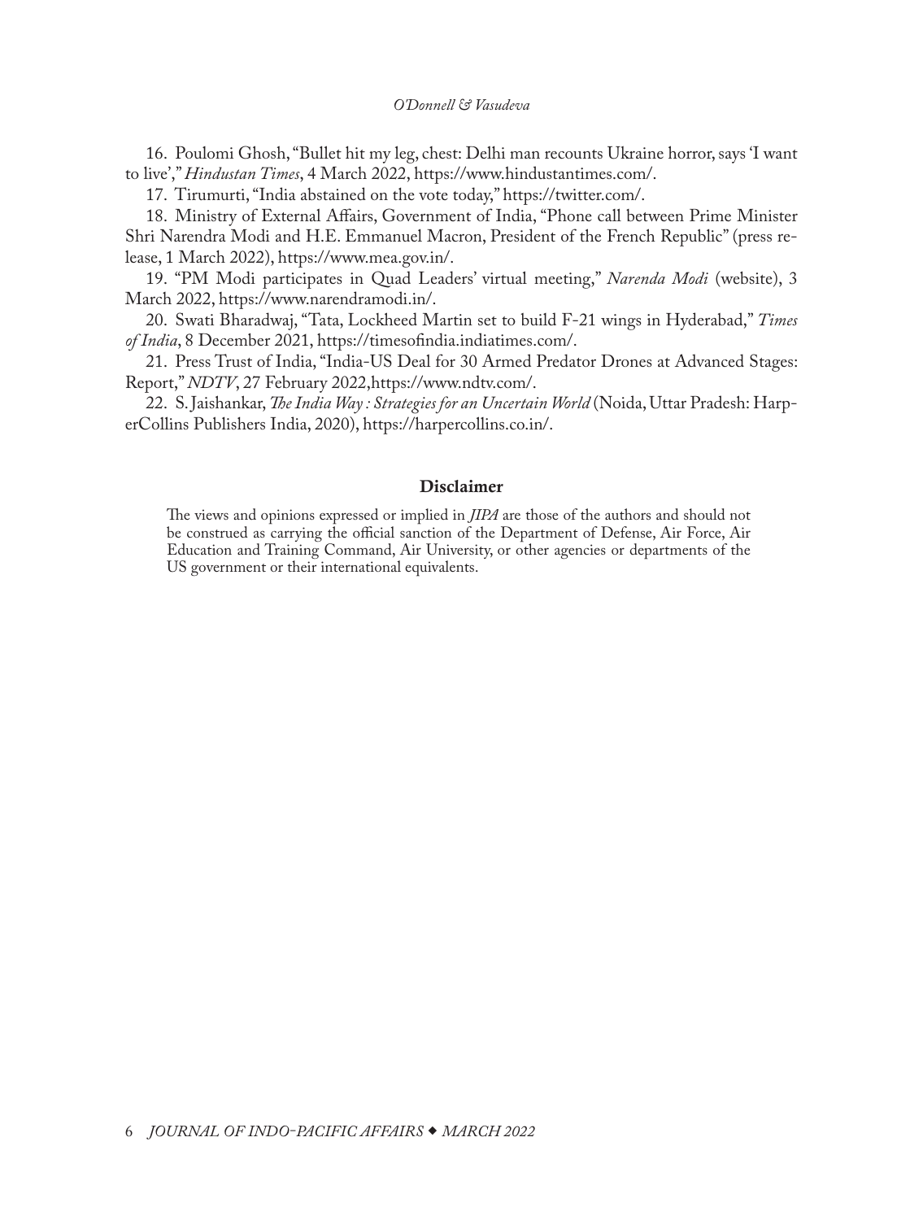16. Poulomi Ghosh, "Bullet hit my leg, chest: Delhi man recounts Ukraine horror, says 'I want to live'," *Hindustan Times*, 4 March 2022, https://www.hindustantimes.com/.

17. Tirumurti, "India abstained on the vote today," https://twitter.com/.

18. Ministry of External Affairs, Government of India, "Phone call between Prime Minister Shri Narendra Modi and H.E. Emmanuel Macron, President of the French Republic" (press release, 1 March 2022), https://www.mea.gov.in/.

19. "PM Modi participates in Quad Leaders' virtual meeting," *Narenda Modi* (website), 3 March 2022, https://www.narendramodi.in/.

20. Swati Bharadwaj, "Tata, Lockheed Martin set to build F-21 wings in Hyderabad," *Times of India*, 8 December 2021, https://timesofindia.indiatimes.com/.

21. Press Trust of India, "India-US Deal for 30 Armed Predator Drones at Advanced Stages: Report," *NDTV*, 27 February 2022,https://www.ndtv.com/.

22. S. Jaishankar, *The India Way : Strategies for an Uncertain World* (Noida, Uttar Pradesh: HarperCollins Publishers India, 2020), https://harpercollins.co.in/.

## Disclaimer

The views and opinions expressed or implied in *JIPA* are those of the authors and should not be construed as carrying the official sanction of the Department of Defense, Air Force, Air Education and Training Command, Air University, or other agencies or departments of the US government or their international equivalents.